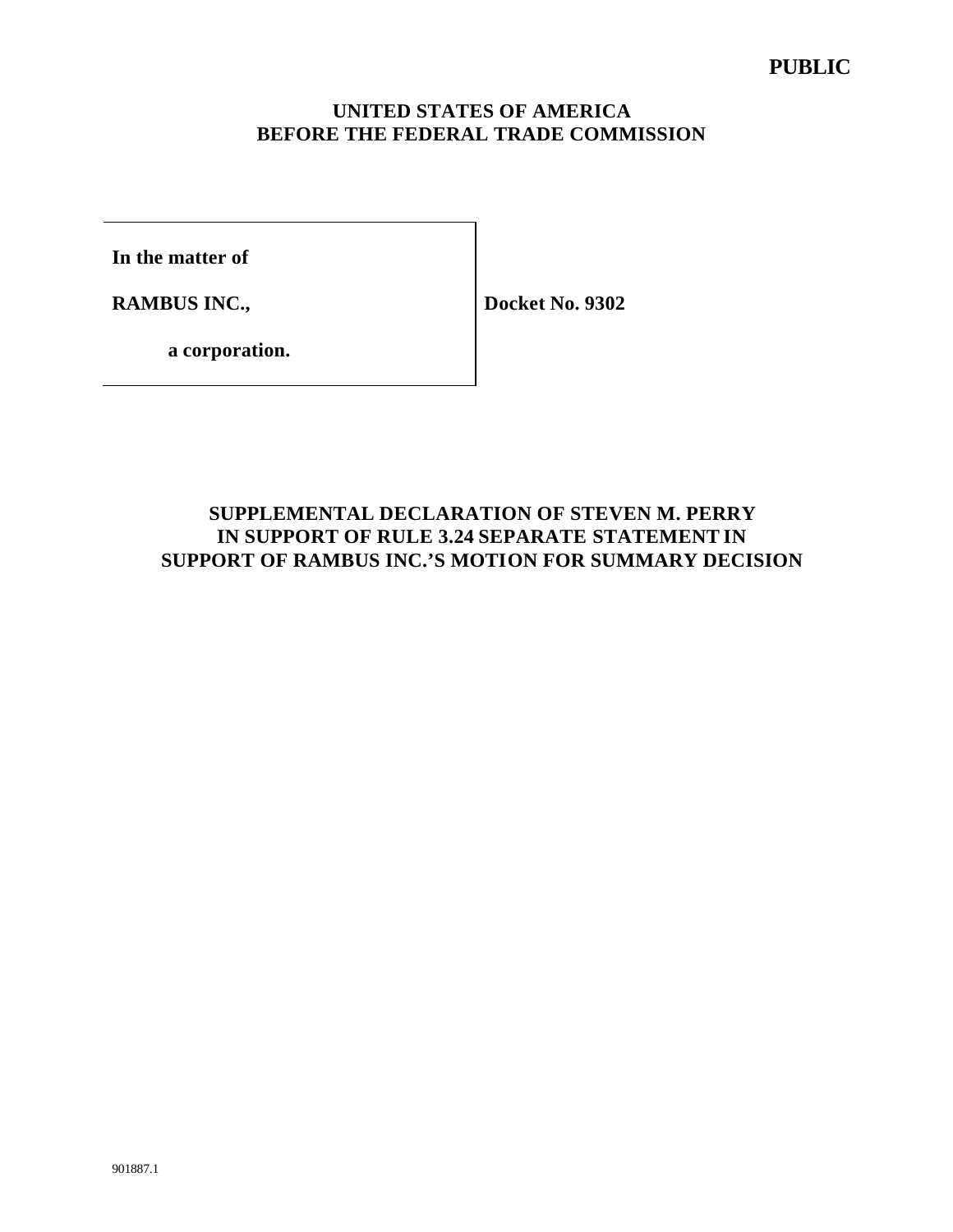**PUBLIC**

**UNITED STATES OF AMERICA**
**BEFORE THE FEDERAL TRADE COMMISSION**

| | |
|---|---|
| **In the matter of** | |
| **RAMBUS INC.,** | **Docket No. 9302** |
| **a corporation.** | |

## SUPPLEMENTAL DECLARATION OF STEVEN M. PERRY IN SUPPORT OF RULE 3.24 SEPARATE STATEMENT IN SUPPORT OF RAMBUS INC.'S MOTION FOR SUMMARY DECISION

901887.1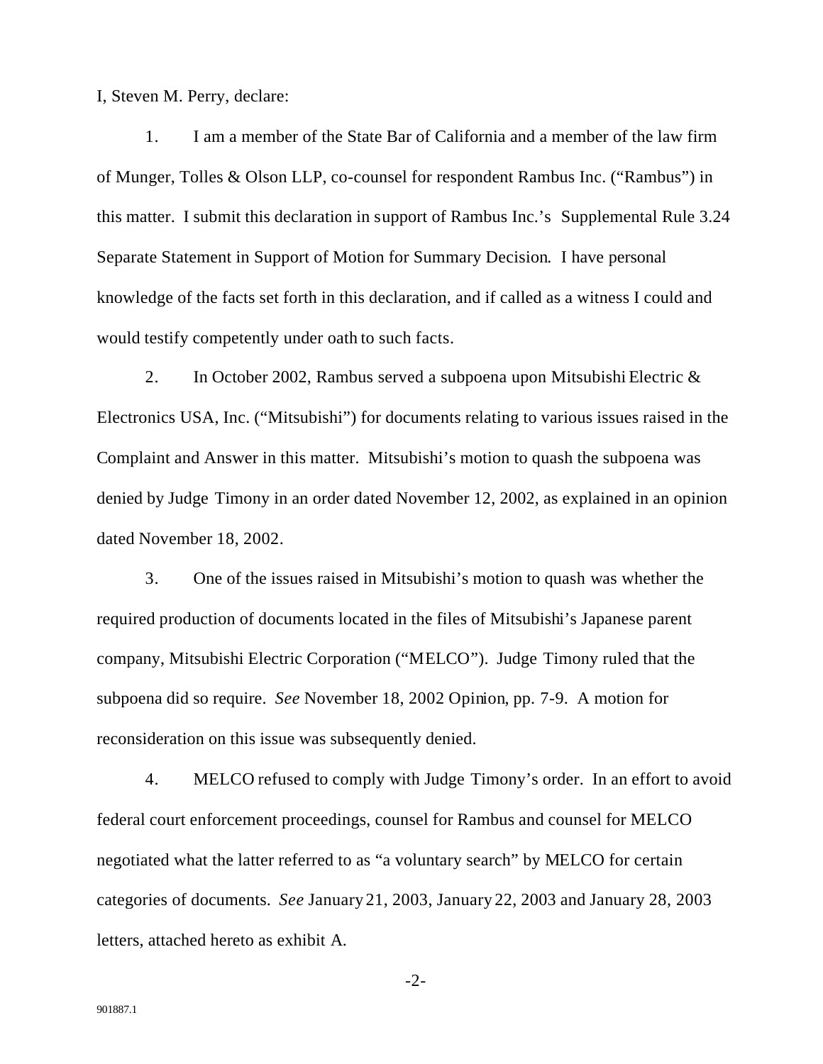I, Steven M. Perry, declare:

1. I am a member of the State Bar of California and a member of the law firm of Munger, Tolles & Olson LLP, co-counsel for respondent Rambus Inc. ("Rambus") in this matter. I submit this declaration in support of Rambus Inc.'s Supplemental Rule 3.24 Separate Statement in Support of Motion for Summary Decision. I have personal knowledge of the facts set forth in this declaration, and if called as a witness I could and would testify competently under oath to such facts.

2. In October 2002, Rambus served a subpoena upon Mitsubishi Electric & Electronics USA, Inc. ("Mitsubishi") for documents relating to various issues raised in the Complaint and Answer in this matter. Mitsubishi's motion to quash the subpoena was denied by Judge Timony in an order dated November 12, 2002, as explained in an opinion dated November 18, 2002.

3. One of the issues raised in Mitsubishi's motion to quash was whether the required production of documents located in the files of Mitsubishi's Japanese parent company, Mitsubishi Electric Corporation ("MELCO"). Judge Timony ruled that the subpoena did so require. *See* November 18, 2002 Opinion, pp. 7-9. A motion for reconsideration on this issue was subsequently denied.

4. MELCO refused to comply with Judge Timony's order. In an effort to avoid federal court enforcement proceedings, counsel for Rambus and counsel for MELCO negotiated what the latter referred to as "a voluntary search" by MELCO for certain categories of documents. *See* January 21, 2003, January 22, 2003 and January 28, 2003 letters, attached hereto as exhibit A.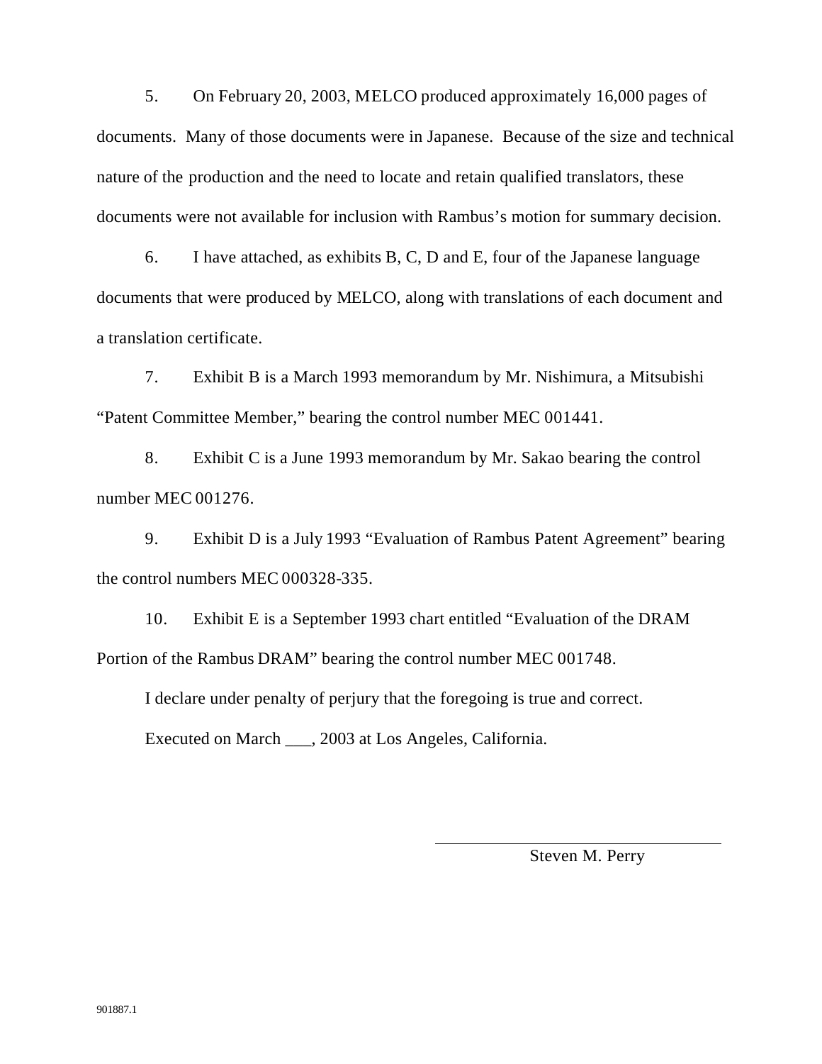5. On February 20, 2003, MELCO produced approximately 16,000 pages of documents. Many of those documents were in Japanese. Because of the size and technical nature of the production and the need to locate and retain qualified translators, these documents were not available for inclusion with Rambus's motion for summary decision.

6. I have attached, as exhibits B, C, D and E, four of the Japanese language documents that were produced by MELCO, along with translations of each document and a translation certificate.

7. Exhibit B is a March 1993 memorandum by Mr. Nishimura, a Mitsubishi "Patent Committee Member," bearing the control number MEC 001441.

8. Exhibit C is a June 1993 memorandum by Mr. Sakao bearing the control number MEC 001276.

9. Exhibit D is a July 1993 "Evaluation of Rambus Patent Agreement" bearing the control numbers MEC 000328-335.

10. Exhibit E is a September 1993 chart entitled "Evaluation of the DRAM Portion of the Rambus DRAM" bearing the control number MEC 001748.

I declare under penalty of perjury that the foregoing is true and correct.

Executed on March ___, 2003 at Los Angeles, California.

\_\_\_\_\_\_\_\_\_\_\_\_\_\_\_\_\_\_\_\_\_\_\_\_\_\_\_\_\_\_\_\_

Steven M. Perry

901887.1